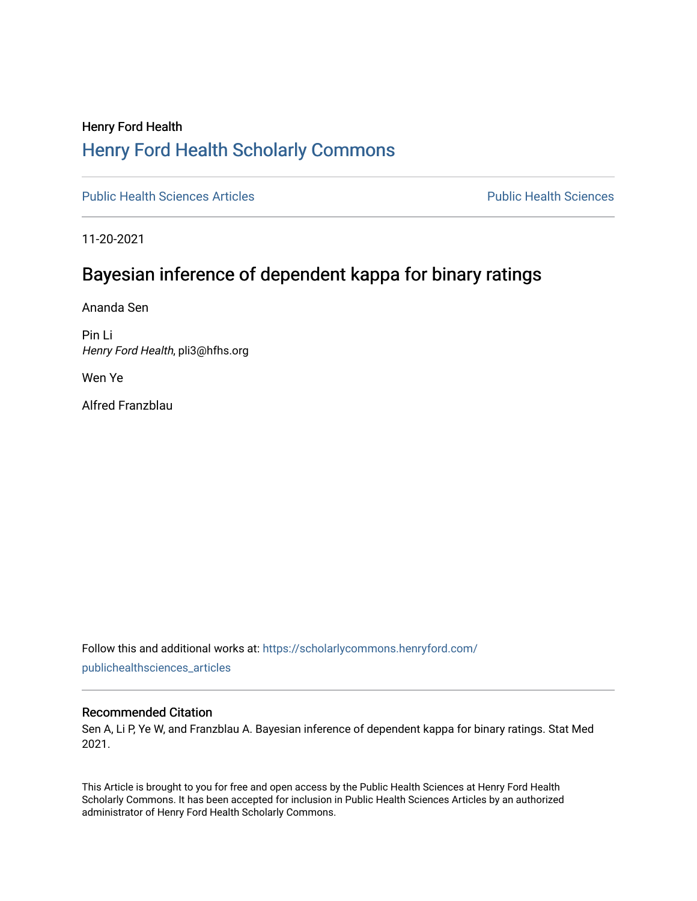Henry Ford Health

# Henry Ford Health Scholarly Commons

Public Health Sciences Articles | Public Health Sciences

11-20-2021

# Bayesian inference of dependent kappa for binary ratings

Ananda Sen

Pin Li
*Henry Ford Health*, pli3@hfhs.org

Wen Ye

Alfred Franzblau

Follow this and additional works at: https://scholarlycommons.henryford.com/publichealthsciences_articles

## Recommended Citation

Sen A, Li P, Ye W, and Franzblau A. Bayesian inference of dependent kappa for binary ratings. Stat Med 2021.

This Article is brought to you for free and open access by the Public Health Sciences at Henry Ford Health Scholarly Commons. It has been accepted for inclusion in Public Health Sciences Articles by an authorized administrator of Henry Ford Health Scholarly Commons.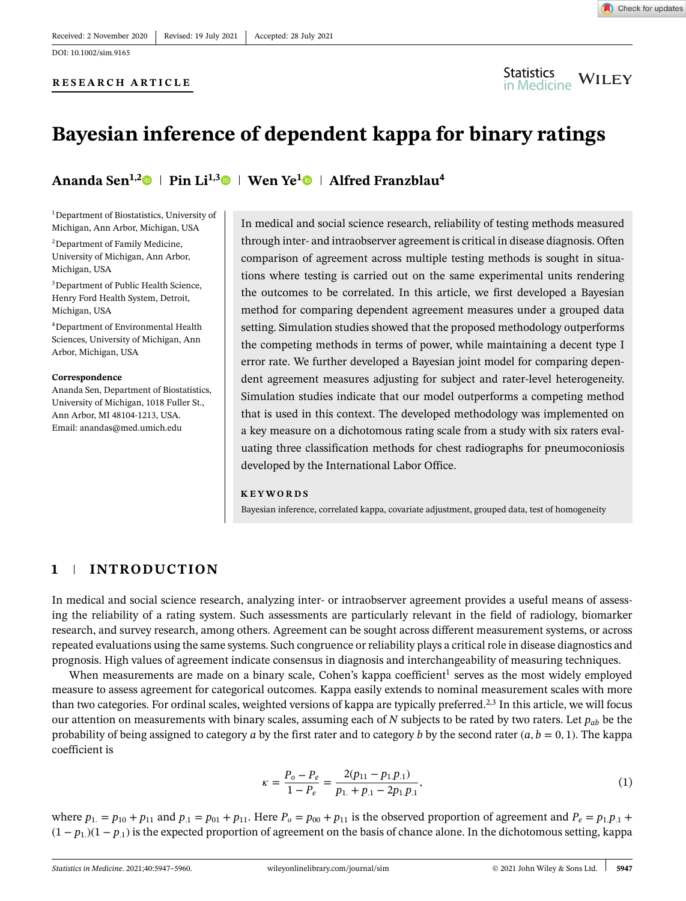Received: 2 November 2020 | Revised: 19 July 2021 | Accepted: 28 July 2021

DOI: 10.1002/sim.9165

**RESEARCH ARTICLE**

# Bayesian inference of dependent kappa for binary ratings

**Ananda Sen**[1,2] | **Pin Li**[1,3] | **Wen Ye**[1] | **Alfred Franzblau**[4]

[1]Department of Biostatistics, University of Michigan, Ann Arbor, Michigan, USA

[2]Department of Family Medicine, University of Michigan, Ann Arbor, Michigan, USA

[3]Department of Public Health Science, Henry Ford Health System, Detroit, Michigan, USA

[4]Department of Environmental Health Sciences, University of Michigan, Ann Arbor, Michigan, USA

**Correspondence**
Ananda Sen, Department of Biostatistics, University of Michigan, 1018 Fuller St., Ann Arbor, MI 48104-1213, USA.
Email: anandas@med.umich.edu

In medical and social science research, reliability of testing methods measured through inter- and intraobserver agreement is critical in disease diagnosis. Often comparison of agreement across multiple testing methods is sought in situations where testing is carried out on the same experimental units rendering the outcomes to be correlated. In this article, we first developed a Bayesian method for comparing dependent agreement measures under a grouped data setting. Simulation studies showed that the proposed methodology outperforms the competing methods in terms of power, while maintaining a decent type I error rate. We further developed a Bayesian joint model for comparing dependent agreement measures adjusting for subject and rater-level heterogeneity. Simulation studies indicate that our model outperforms a competing method that is used in this context. The developed methodology was implemented on a key measure on a dichotomous rating scale from a study with six raters evaluating three classification methods for chest radiographs for pneumoconiosis developed by the International Labor Office.

**KEYWORDS**

Bayesian inference, correlated kappa, covariate adjustment, grouped data, test of homogeneity

## 1 | INTRODUCTION

In medical and social science research, analyzing inter- or intraobserver agreement provides a useful means of assessing the reliability of a rating system. Such assessments are particularly relevant in the field of radiology, biomarker research, and survey research, among others. Agreement can be sought across different measurement systems, or across repeated evaluations using the same systems. Such congruence or reliability plays a critical role in disease diagnostics and prognosis. High values of agreement indicate consensus in diagnosis and interchangeability of measuring techniques.

When measurements are made on a binary scale, Cohen's kappa coefficient[1] serves as the most widely employed measure to assess agreement for categorical outcomes. Kappa easily extends to nominal measurement scales with more than two categories. For ordinal scales, weighted versions of kappa are typically preferred.[2,3] In this article, we will focus our attention on measurements with binary scales, assuming each of $N$ subjects to be rated by two raters. Let $p_{ab}$ be the probability of being assigned to category $a$ by the first rater and to category $b$ by the second rater ($a, b = 0, 1$). The kappa coefficient is

$$\kappa = \frac{P_o - P_e}{1 - P_e} = \frac{2(p_{11} - p_{1.}p_{.1})}{p_{1.} + p_{.1} - 2p_{1.}p_{.1}}, \tag{1}$$

where $p_{1.} = p_{10} + p_{11}$ and $p_{.1} = p_{01} + p_{11}$. Here $P_o = p_{00} + p_{11}$ is the observed proportion of agreement and $P_e = p_{1.}p_{.1} + (1 - p_{1.})(1 - p_{.1})$ is the expected proportion of agreement on the basis of chance alone. In the dichotomous setting, kappa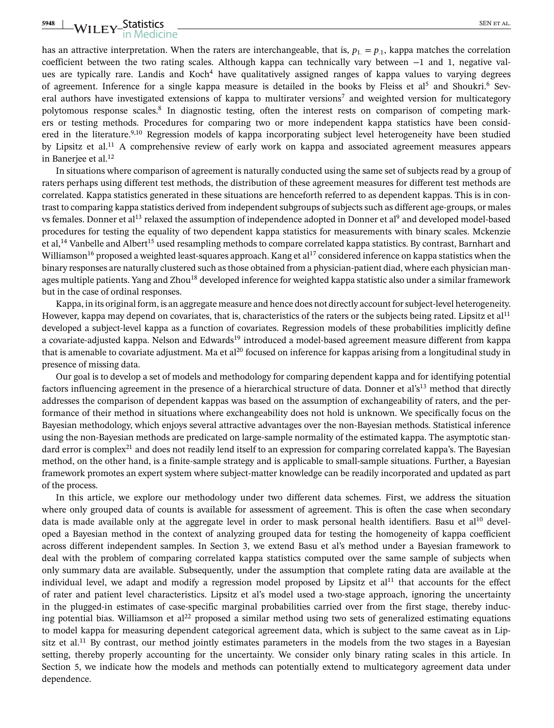has an attractive interpretation. When the raters are interchangeable, that is, $p_{1.} = p_{.1}$, kappa matches the correlation coefficient between the two rating scales. Although kappa can technically vary between −1 and 1, negative values are typically rare. Landis and Koch[4] have qualitatively assigned ranges of kappa values to varying degrees of agreement. Inference for a single kappa measure is detailed in the books by Fleiss et al[5] and Shoukri.[6] Several authors have investigated extensions of kappa to multirater versions[7] and weighted version for multicategory polytomous response scales.[8] In diagnostic testing, often the interest rests on comparison of competing markers or testing methods. Procedures for comparing two or more independent kappa statistics have been considered in the literature.[9,10] Regression models of kappa incorporating subject level heterogeneity have been studied by Lipsitz et al.[11] A comprehensive review of early work on kappa and associated agreement measures appears in Banerjee et al.[12]

In situations where comparison of agreement is naturally conducted using the same set of subjects read by a group of raters perhaps using different test methods, the distribution of these agreement measures for different test methods are correlated. Kappa statistics generated in these situations are henceforth referred to as dependent kappas. This is in contrast to comparing kappa statistics derived from independent subgroups of subjects such as different age-groups, or males vs females. Donner et al[13] relaxed the assumption of independence adopted in Donner et al[9] and developed model-based procedures for testing the equality of two dependent kappa statistics for measurements with binary scales. Mckenzie et al,[14] Vanbelle and Albert[15] used resampling methods to compare correlated kappa statistics. By contrast, Barnhart and Williamson[16] proposed a weighted least-squares approach. Kang et al[17] considered inference on kappa statistics when the binary responses are naturally clustered such as those obtained from a physician-patient diad, where each physician manages multiple patients. Yang and Zhou[18] developed inference for weighted kappa statistic also under a similar framework but in the case of ordinal responses.

Kappa, in its original form, is an aggregate measure and hence does not directly account for subject-level heterogeneity. However, kappa may depend on covariates, that is, characteristics of the raters or the subjects being rated. Lipsitz et al[11] developed a subject-level kappa as a function of covariates. Regression models of these probabilities implicitly define a covariate-adjusted kappa. Nelson and Edwards[19] introduced a model-based agreement measure different from kappa that is amenable to covariate adjustment. Ma et al[20] focused on inference for kappas arising from a longitudinal study in presence of missing data.

Our goal is to develop a set of models and methodology for comparing dependent kappa and for identifying potential factors influencing agreement in the presence of a hierarchical structure of data. Donner et al's[13] method that directly addresses the comparison of dependent kappas was based on the assumption of exchangeability of raters, and the performance of their method in situations where exchangeability does not hold is unknown. We specifically focus on the Bayesian methodology, which enjoys several attractive advantages over the non-Bayesian methods. Statistical inference using the non-Bayesian methods are predicated on large-sample normality of the estimated kappa. The asymptotic standard error is complex[21] and does not readily lend itself to an expression for comparing correlated kappa's. The Bayesian method, on the other hand, is a finite-sample strategy and is applicable to small-sample situations. Further, a Bayesian framework promotes an expert system where subject-matter knowledge can be readily incorporated and updated as part of the process.

In this article, we explore our methodology under two different data schemes. First, we address the situation where only grouped data of counts is available for assessment of agreement. This is often the case when secondary data is made available only at the aggregate level in order to mask personal health identifiers. Basu et al[10] developed a Bayesian method in the context of analyzing grouped data for testing the homogeneity of kappa coefficient across different independent samples. In Section 3, we extend Basu et al's method under a Bayesian framework to deal with the problem of comparing correlated kappa statistics computed over the same sample of subjects when only summary data are available. Subsequently, under the assumption that complete rating data are available at the individual level, we adapt and modify a regression model proposed by Lipsitz et al[11] that accounts for the effect of rater and patient level characteristics. Lipsitz et al's model used a two-stage approach, ignoring the uncertainty in the plugged-in estimates of case-specific marginal probabilities carried over from the first stage, thereby inducing potential bias. Williamson et al[22] proposed a similar method using two sets of generalized estimating equations to model kappa for measuring dependent categorical agreement data, which is subject to the same caveat as in Lipsitz et al.[11] By contrast, our method jointly estimates parameters in the models from the two stages in a Bayesian setting, thereby properly accounting for the uncertainty. We consider only binary rating scales in this article. In Section 5, we indicate how the models and methods can potentially extend to multicategory agreement data under dependence.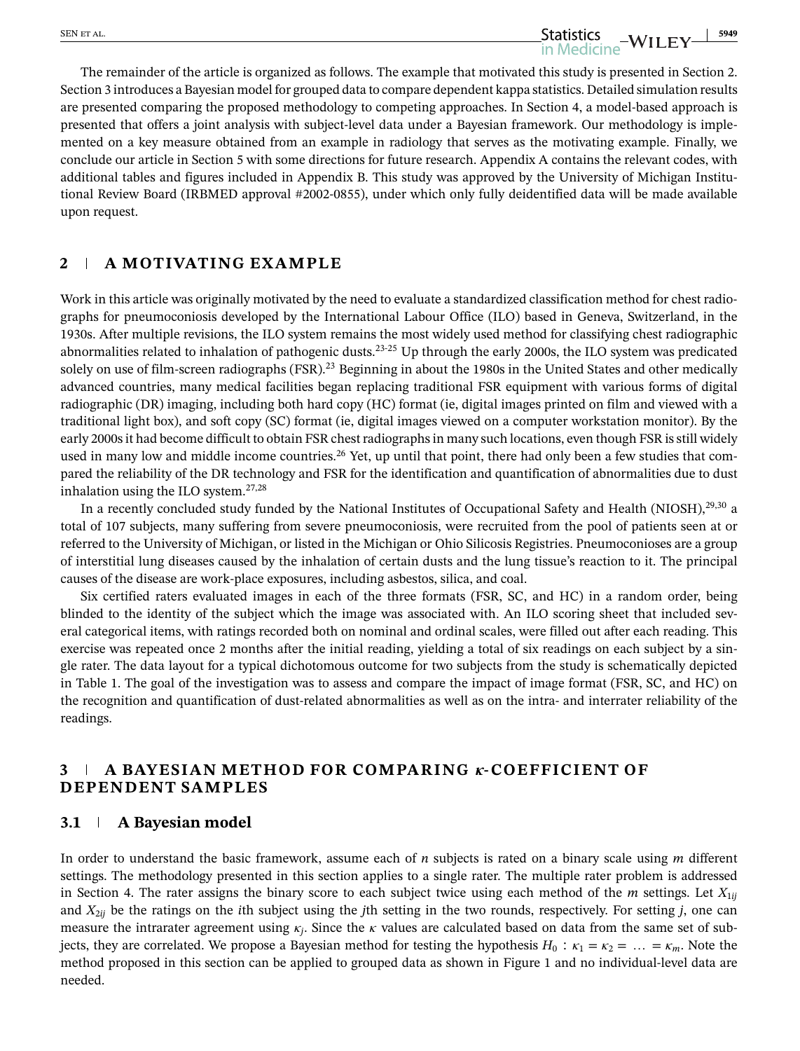The remainder of the article is organized as follows. The example that motivated this study is presented in Section 2. Section 3 introduces a Bayesian model for grouped data to compare dependent kappa statistics. Detailed simulation results are presented comparing the proposed methodology to competing approaches. In Section 4, a model-based approach is presented that offers a joint analysis with subject-level data under a Bayesian framework. Our methodology is implemented on a key measure obtained from an example in radiology that serves as the motivating example. Finally, we conclude our article in Section 5 with some directions for future research. Appendix A contains the relevant codes, with additional tables and figures included in Appendix B. This study was approved by the University of Michigan Institutional Review Board (IRBMED approval #2002-0855), under which only fully deidentified data will be made available upon request.

## 2 | A MOTIVATING EXAMPLE

Work in this article was originally motivated by the need to evaluate a standardized classification method for chest radiographs for pneumoconiosis developed by the International Labour Office (ILO) based in Geneva, Switzerland, in the 1930s. After multiple revisions, the ILO system remains the most widely used method for classifying chest radiographic abnormalities related to inhalation of pathogenic dusts.[23-25] Up through the early 2000s, the ILO system was predicated solely on use of film-screen radiographs (FSR).[23] Beginning in about the 1980s in the United States and other medically advanced countries, many medical facilities began replacing traditional FSR equipment with various forms of digital radiographic (DR) imaging, including both hard copy (HC) format (ie, digital images printed on film and viewed with a traditional light box), and soft copy (SC) format (ie, digital images viewed on a computer workstation monitor). By the early 2000s it had become difficult to obtain FSR chest radiographs in many such locations, even though FSR is still widely used in many low and middle income countries.[26] Yet, up until that point, there had only been a few studies that compared the reliability of the DR technology and FSR for the identification and quantification of abnormalities due to dust inhalation using the ILO system.[27,28]

In a recently concluded study funded by the National Institutes of Occupational Safety and Health (NIOSH),[29,30] a total of 107 subjects, many suffering from severe pneumoconiosis, were recruited from the pool of patients seen at or referred to the University of Michigan, or listed in the Michigan or Ohio Silicosis Registries. Pneumoconioses are a group of interstitial lung diseases caused by the inhalation of certain dusts and the lung tissue's reaction to it. The principal causes of the disease are work-place exposures, including asbestos, silica, and coal.

Six certified raters evaluated images in each of the three formats (FSR, SC, and HC) in a random order, being blinded to the identity of the subject which the image was associated with. An ILO scoring sheet that included several categorical items, with ratings recorded both on nominal and ordinal scales, were filled out after each reading. This exercise was repeated once 2 months after the initial reading, yielding a total of six readings on each subject by a single rater. The data layout for a typical dichotomous outcome for two subjects from the study is schematically depicted in Table 1. The goal of the investigation was to assess and compare the impact of image format (FSR, SC, and HC) on the recognition and quantification of dust-related abnormalities as well as on the intra- and interrater reliability of the readings.

## 3 | A BAYESIAN METHOD FOR COMPARING $\kappa$-COEFFICIENT OF DEPENDENT SAMPLES

### 3.1 | A Bayesian model

In order to understand the basic framework, assume each of $n$ subjects is rated on a binary scale using $m$ different settings. The methodology presented in this section applies to a single rater. The multiple rater problem is addressed in Section 4. The rater assigns the binary score to each subject twice using each method of the $m$ settings. Let $X_{1ij}$ and $X_{2ij}$ be the ratings on the $i$th subject using the $j$th setting in the two rounds, respectively. For setting $j$, one can measure the intrarater agreement using $\kappa_j$. Since the $\kappa$ values are calculated based on data from the same set of subjects, they are correlated. We propose a Bayesian method for testing the hypothesis $H_0 : \kappa_1 = \kappa_2 = \ldots = \kappa_m$. Note the method proposed in this section can be applied to grouped data as shown in Figure 1 and no individual-level data are needed.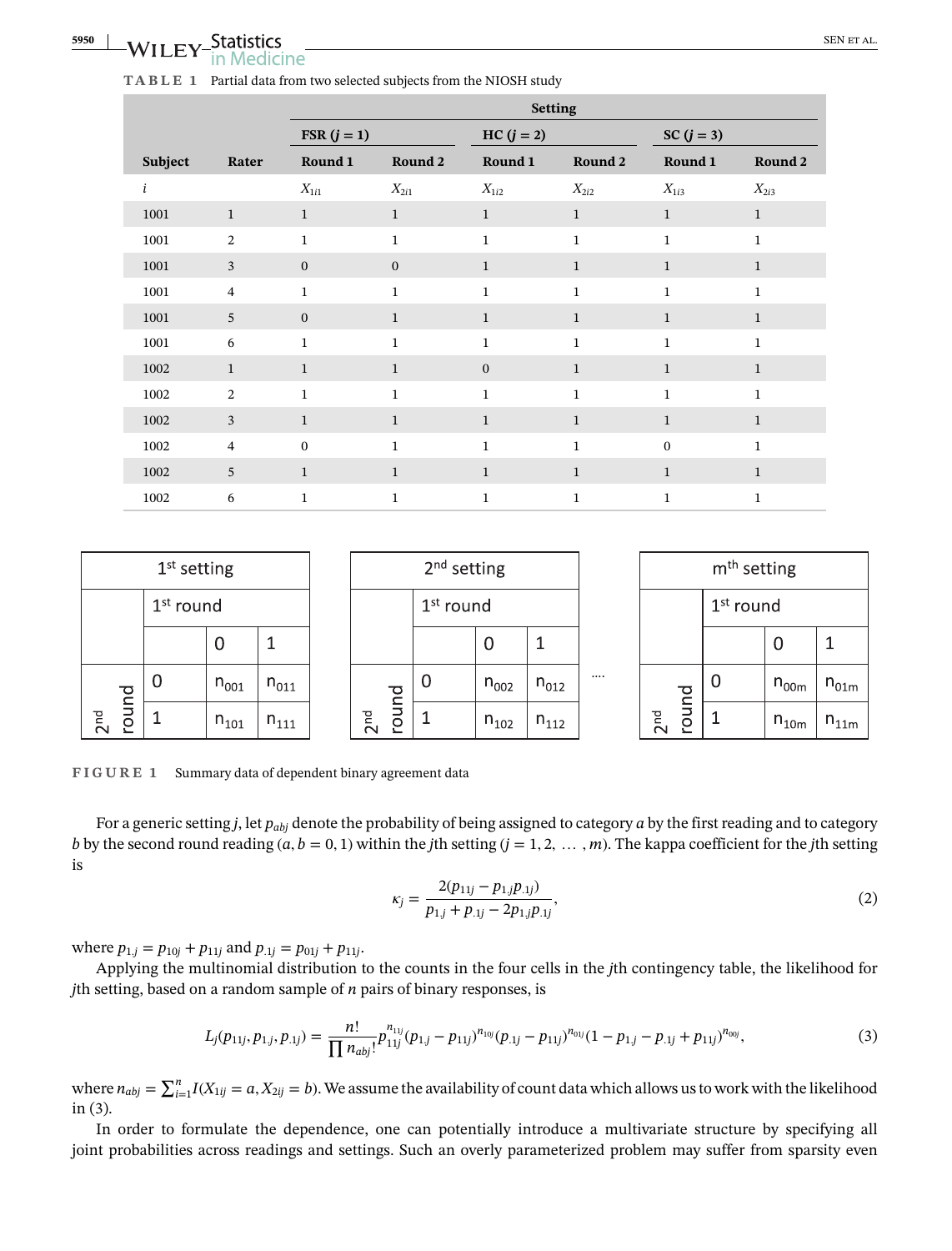**TABLE 1** Partial data from two selected subjects from the NIOSH study

| | | Setting | | | | | |
|---|---|---|---|---|---|---|---|
| | | FSR ($j = 1$) | | HC ($j = 2$) | | SC ($j = 3$) | |
| **Subject** | **Rater** | **Round 1** | **Round 2** | **Round 1** | **Round 2** | **Round 1** | **Round 2** |
| $i$ | | $X_{1i1}$ | $X_{2i1}$ | $X_{1i2}$ | $X_{2i2}$ | $X_{1i3}$ | $X_{2i3}$ |
| 1001 | 1 | 1 | 1 | 1 | 1 | 1 | 1 |
| 1001 | 2 | 1 | 1 | 1 | 1 | 1 | 1 |
| 1001 | 3 | 0 | 0 | 1 | 1 | 1 | 1 |
| 1001 | 4 | 1 | 1 | 1 | 1 | 1 | 1 |
| 1001 | 5 | 0 | 1 | 1 | 1 | 1 | 1 |
| 1001 | 6 | 1 | 1 | 1 | 1 | 1 | 1 |
| 1002 | 1 | 1 | 1 | 0 | 1 | 1 | 1 |
| 1002 | 2 | 1 | 1 | 1 | 1 | 1 | 1 |
| 1002 | 3 | 1 | 1 | 1 | 1 | 1 | 1 |
| 1002 | 4 | 0 | 1 | 1 | 1 | 0 | 1 |
| 1002 | 5 | 1 | 1 | 1 | 1 | 1 | 1 |
| 1002 | 6 | 1 | 1 | 1 | 1 | 1 | 1 |

| 1st setting | | 1st round: 0 | 1st round: 1 |
|---|---|---|---|
| 2nd round | 0 | $n_{001}$ | $n_{011}$ |
| | 1 | $n_{101}$ | $n_{111}$ |

| 2nd setting | | 1st round: 0 | 1st round: 1 |
|---|---|---|---|
| 2nd round | 0 | $n_{002}$ | $n_{012}$ |
| | 1 | $n_{102}$ | $n_{112}$ |

....

| mth setting | | 1st round: 0 | 1st round: 1 |
|---|---|---|---|
| 2nd round | 0 | $n_{00m}$ | $n_{01m}$ |
| | 1 | $n_{10m}$ | $n_{11m}$ |

**FIGURE 1** Summary data of dependent binary agreement data

For a generic setting $j$, let $p_{abj}$ denote the probability of being assigned to category $a$ by the first reading and to category $b$ by the second round reading ($a, b = 0, 1$) within the $j$th setting ($j = 1, 2, \dots, m$). The kappa coefficient for the $j$th setting is

$$\kappa_j = \frac{2(p_{11j} - p_{1.j}p_{.1j})}{p_{1.j} + p_{.1j} - 2p_{1.j}p_{.1j}}, \tag{2}$$

where $p_{1.j} = p_{10j} + p_{11j}$ and $p_{.1j} = p_{01j} + p_{11j}$.

Applying the multinomial distribution to the counts in the four cells in the $j$th contingency table, the likelihood for $j$th setting, based on a random sample of $n$ pairs of binary responses, is

$$L_j(p_{11j}, p_{1.j}, p_{.1j}) = \frac{n!}{\prod n_{abj}!} p_{11j}^{n_{11j}} (p_{1.j} - p_{11j})^{n_{10j}} (p_{.1j} - p_{11j})^{n_{01j}} (1 - p_{1.j} - p_{.1j} + p_{11j})^{n_{00j}}, \tag{3}$$

where $n_{abj} = \sum_{i=1}^{n} I(X_{1ij} = a, X_{2ij} = b)$. We assume the availability of count data which allows us to work with the likelihood in (3).

In order to formulate the dependence, one can potentially introduce a multivariate structure by specifying all joint probabilities across readings and settings. Such an overly parameterized problem may suffer from sparsity even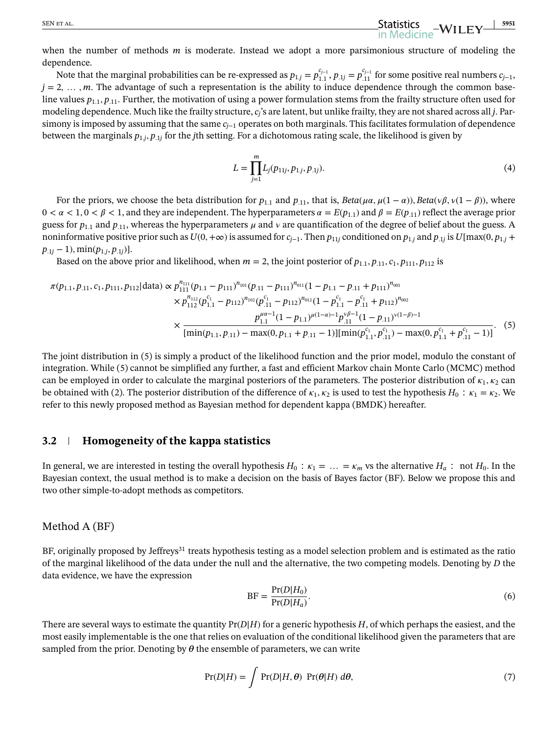when the number of methods $m$ is moderate. Instead we adopt a more parsimonious structure of modeling the dependence.

Note that the marginal probabilities can be re-expressed as $p_{1.j} = p_{1.1}^{c_{j-1}}, p_{.1j} = p_{.11}^{c_{j-1}}$ for some positive real numbers $c_{j-1}$, $j = 2, \ldots, m$. The advantage of such a representation is the ability to induce dependence through the common baseline values $p_{1.1}, p_{.11}$. Further, the motivation of using a power formulation stems from the frailty structure often used for modeling dependence. Much like the frailty structure, $c_j$'s are latent, but unlike frailty, they are not shared across all $j$. Parsimony is imposed by assuming that the same $c_{j-1}$ operates on both marginals. This facilitates formulation of dependence between the marginals $p_{1.j}, p_{.1j}$ for the $j$th setting. For a dichotomous rating scale, the likelihood is given by

$$L = \prod_{j=1}^{m} L_j(p_{11j}, p_{1.j}, p_{.1j}). \tag{4}$$

For the priors, we choose the beta distribution for $p_{1.1}$ and $p_{.11}$, that is, $Beta(\mu\alpha, \mu(1-\alpha)), Beta(\nu\beta, \nu(1-\beta))$, where $0 < \alpha < 1, 0 < \beta < 1$, and they are independent. The hyperparameters $\alpha = E(p_{1.1})$ and $\beta = E(p_{.11})$ reflect the average prior guess for $p_{1.1}$ and $p_{.11}$, whereas the hyperparameters $\mu$ and $\nu$ are quantification of the degree of belief about the guess. A noninformative positive prior such as $U(0, +\infty)$ is assumed for $c_{j-1}$. Then $p_{11j}$ conditioned on $p_{1.j}$ and $p_{.1j}$ is $U[\max(0, p_{1.j} + p_{.1j} - 1), \min(p_{1.j}, p_{.1j})]$.

Based on the above prior and likelihood, when $m = 2$, the joint posterior of $p_{1.1}, p_{.11}, c_1, p_{111}, p_{112}$ is

$$\begin{aligned}
\pi(p_{1.1}, p_{.11}, c_1, p_{111}, p_{112}|\text{data}) \propto\ & p_{111}^{n_{111}}(p_{1.1} - p_{111})^{n_{101}}(p_{.11} - p_{111})^{n_{011}}(1 - p_{1.1} - p_{.11} + p_{111})^{n_{001}} \\
& \times p_{112}^{n_{112}}(p_{1.1}^{c_1} - p_{112})^{n_{102}}(p_{.11}^{c_1} - p_{112})^{n_{012}}(1 - p_{1.1}^{c_1} - p_{.11}^{c_1} + p_{112})^{n_{002}} \\
& \times \frac{p_{1.1}^{\mu\alpha-1}(1-p_{1.1})^{\mu(1-\alpha)-1}p_{.11}^{\nu\beta-1}(1-p_{.11})^{\nu(1-\beta)-1}}{[\min(p_{1.1}, p_{.11}) - \max(0, p_{1.1} + p_{.11} - 1)][\min(p_{1.1}^{c_1}, p_{.11}^{c_1}) - \max(0, p_{1.1}^{c_1} + p_{.11}^{c_1} - 1)]}.
\end{aligned} \tag{5}$$

The joint distribution in (5) is simply a product of the likelihood function and the prior model, modulo the constant of integration. While (5) cannot be simplified any further, a fast and efficient Markov chain Monte Carlo (MCMC) method can be employed in order to calculate the marginal posteriors of the parameters. The posterior distribution of $\kappa_1, \kappa_2$ can be obtained with (2). The posterior distribution of the difference of $\kappa_1, \kappa_2$ is used to test the hypothesis $H_0 : \kappa_1 = \kappa_2$. We refer to this newly proposed method as Bayesian method for dependent kappa (BMDK) hereafter.

## 3.2 | Homogeneity of the kappa statistics

In general, we are interested in testing the overall hypothesis $H_0 : \kappa_1 = \ldots = \kappa_m$ vs the alternative $H_a$ : not $H_0$. In the Bayesian context, the usual method is to make a decision on the basis of Bayes factor (BF). Below we propose this and two other simple-to-adopt methods as competitors.

### Method A (BF)

BF, originally proposed by Jeffreys[31] treats hypothesis testing as a model selection problem and is estimated as the ratio of the marginal likelihood of the data under the null and the alternative, the two competing models. Denoting by $D$ the data evidence, we have the expression

$$\text{BF} = \frac{\Pr(D|H_0)}{\Pr(D|H_a)}. \tag{6}$$

There are several ways to estimate the quantity $\Pr(D|H)$ for a generic hypothesis $H$, of which perhaps the easiest, and the most easily implementable is the one that relies on evaluation of the conditional likelihood given the parameters that are sampled from the prior. Denoting by $\boldsymbol{\theta}$ the ensemble of parameters, we can write

$$\Pr(D|H) = \int \Pr(D|H, \boldsymbol{\theta})\ \Pr(\boldsymbol{\theta}|H)\ d\boldsymbol{\theta}, \tag{7}$$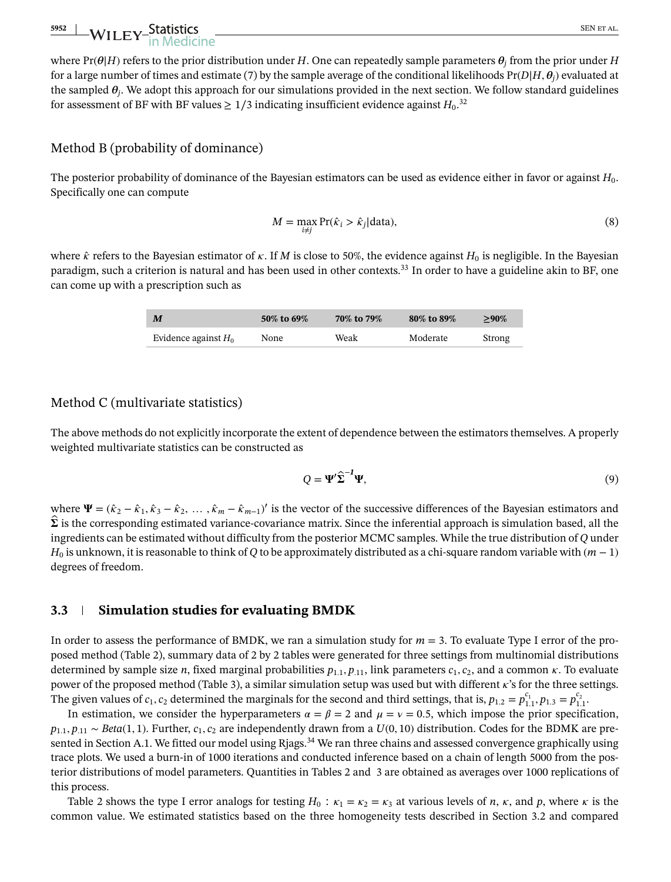where $\Pr(\boldsymbol{\theta}|H)$ refers to the prior distribution under $H$. One can repeatedly sample parameters $\boldsymbol{\theta}_j$ from the prior under $H$ for a large number of times and estimate (7) by the sample average of the conditional likelihoods $\Pr(D|H, \boldsymbol{\theta}_j)$ evaluated at the sampled $\boldsymbol{\theta}_j$. We adopt this approach for our simulations provided in the next section. We follow standard guidelines for assessment of BF with BF values $\geq 1/3$ indicating insufficient evidence against $H_0$.[32]

### Method B (probability of dominance)

The posterior probability of dominance of the Bayesian estimators can be used as evidence either in favor or against $H_0$. Specifically one can compute

$$M = \max_{i \neq j} \Pr(\hat{\kappa}_i > \hat{\kappa}_j|\text{data}), \tag{8}$$

where $\hat{\kappa}$ refers to the Bayesian estimator of $\kappa$. If $M$ is close to 50%, the evidence against $H_0$ is negligible. In the Bayesian paradigm, such a criterion is natural and has been used in other contexts.[33] In order to have a guideline akin to BF, one can come up with a prescription such as

| ***M*** | **50% to 69%** | **70% to 79%** | **80% to 89%** | **≥90%** |
|---|---|---|---|---|
| Evidence against $H_0$ | None | Weak | Moderate | Strong |

### Method C (multivariate statistics)

The above methods do not explicitly incorporate the extent of dependence between the estimators themselves. A properly weighted multivariate statistics can be constructed as

$$Q = \boldsymbol{\Psi}'\hat{\boldsymbol{\Sigma}}^{-1}\boldsymbol{\Psi}, \tag{9}$$

where $\boldsymbol{\Psi} = (\hat{\kappa}_2 - \hat{\kappa}_1, \hat{\kappa}_3 - \hat{\kappa}_2, \dots, \hat{\kappa}_m - \hat{\kappa}_{m-1})'$ is the vector of the successive differences of the Bayesian estimators and $\hat{\boldsymbol{\Sigma}}$ is the corresponding estimated variance-covariance matrix. Since the inferential approach is simulation based, all the ingredients can be estimated without difficulty from the posterior MCMC samples. While the true distribution of $Q$ under $H_0$ is unknown, it is reasonable to think of $Q$ to be approximately distributed as a chi-square random variable with $(m - 1)$ degrees of freedom.

## 3.3 | Simulation studies for evaluating BMDK

In order to assess the performance of BMDK, we ran a simulation study for $m = 3$. To evaluate Type I error of the proposed method (Table 2), summary data of 2 by 2 tables were generated for three settings from multinomial distributions determined by sample size $n$, fixed marginal probabilities $p_{1.1}, p_{.11}$, link parameters $c_1, c_2$, and a common $\kappa$. To evaluate power of the proposed method (Table 3), a similar simulation setup was used but with different $\kappa$'s for the three settings. The given values of $c_1, c_2$ determined the marginals for the second and third settings, that is, $p_{1.2} = p_{1.1}^{c_1}, p_{1.3} = p_{1.1}^{c_2}$.

In estimation, we consider the hyperparameters $\alpha = \beta = 2$ and $\mu = \nu = 0.5$, which impose the prior specification, $p_{1.1}, p_{.11} \sim Beta(1, 1)$. Further, $c_1, c_2$ are independently drawn from a $U(0, 10)$ distribution. Codes for the BDMK are presented in Section A.1. We fitted our model using Rjags.[34] We ran three chains and assessed convergence graphically using trace plots. We used a burn-in of 1000 iterations and conducted inference based on a chain of length 5000 from the posterior distributions of model parameters. Quantities in Tables 2 and 3 are obtained as averages over 1000 replications of this process.

Table 2 shows the type I error analogs for testing $H_0 : \kappa_1 = \kappa_2 = \kappa_3$ at various levels of $n$, $\kappa$, and $p$, where $\kappa$ is the common value. We estimated statistics based on the three homogeneity tests described in Section 3.2 and compared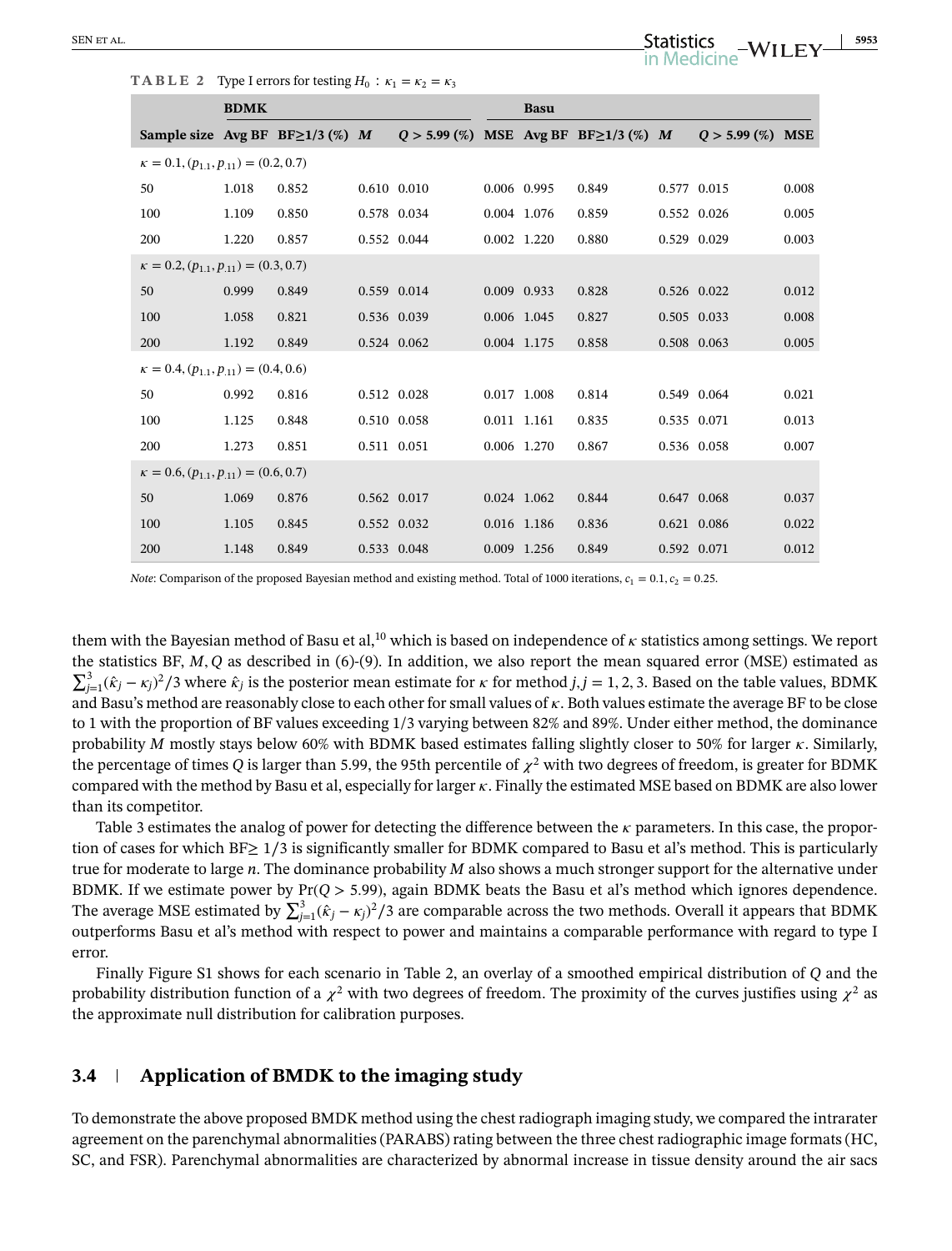**TABLE 2** Type I errors for testing $H_0 : \kappa_1 = \kappa_2 = \kappa_3$

| | BDMK | | | | | Basu | | | | |
|---|---|---|---|---|---|---|---|---|---|---|
| Sample size | Avg BF | BF≥1/3 (%) | $M$ | $Q > 5.99$ (%) | MSE | Avg BF | BF≥1/3 (%) | $M$ | $Q > 5.99$ (%) | MSE |
| $\kappa = 0.1, (p_{1.1}, p_{.11}) = (0.2, 0.7)$ | | | | | | | | | | |
| 50 | 1.018 | 0.852 | 0.610 | 0.010 | 0.006 | 0.995 | 0.849 | 0.577 | 0.015 | 0.008 |
| 100 | 1.109 | 0.850 | 0.578 | 0.034 | 0.004 | 1.076 | 0.859 | 0.552 | 0.026 | 0.005 |
| 200 | 1.220 | 0.857 | 0.552 | 0.044 | 0.002 | 1.220 | 0.880 | 0.529 | 0.029 | 0.003 |
| $\kappa = 0.2, (p_{1.1}, p_{.11}) = (0.3, 0.7)$ | | | | | | | | | | |
| 50 | 0.999 | 0.849 | 0.559 | 0.014 | 0.009 | 0.933 | 0.828 | 0.526 | 0.022 | 0.012 |
| 100 | 1.058 | 0.821 | 0.536 | 0.039 | 0.006 | 1.045 | 0.827 | 0.505 | 0.033 | 0.008 |
| 200 | 1.192 | 0.849 | 0.524 | 0.062 | 0.004 | 1.175 | 0.858 | 0.508 | 0.063 | 0.005 |
| $\kappa = 0.4, (p_{1.1}, p_{.11}) = (0.4, 0.6)$ | | | | | | | | | | |
| 50 | 0.992 | 0.816 | 0.512 | 0.028 | 0.017 | 1.008 | 0.814 | 0.549 | 0.064 | 0.021 |
| 100 | 1.125 | 0.848 | 0.510 | 0.058 | 0.011 | 1.161 | 0.835 | 0.535 | 0.071 | 0.013 |
| 200 | 1.273 | 0.851 | 0.511 | 0.051 | 0.006 | 1.270 | 0.867 | 0.536 | 0.058 | 0.007 |
| $\kappa = 0.6, (p_{1.1}, p_{.11}) = (0.6, 0.7)$ | | | | | | | | | | |
| 50 | 1.069 | 0.876 | 0.562 | 0.017 | 0.024 | 1.062 | 0.844 | 0.647 | 0.068 | 0.037 |
| 100 | 1.105 | 0.845 | 0.552 | 0.032 | 0.016 | 1.186 | 0.836 | 0.621 | 0.086 | 0.022 |
| 200 | 1.148 | 0.849 | 0.533 | 0.048 | 0.009 | 1.256 | 0.849 | 0.592 | 0.071 | 0.012 |

*Note*: Comparison of the proposed Bayesian method and existing method. Total of 1000 iterations, $c_1 = 0.1, c_2 = 0.25$.

them with the Bayesian method of Basu et al,[10] which is based on independence of $\kappa$ statistics among settings. We report the statistics BF, $M, Q$ as described in (6)-(9). In addition, we also report the mean squared error (MSE) estimated as $\sum_{j=1}^{3}(\hat{\kappa}_j - \kappa_j)^2/3$ where $\hat{\kappa}_j$ is the posterior mean estimate for $\kappa$ for method $j, j = 1, 2, 3$. Based on the table values, BDMK and Basu's method are reasonably close to each other for small values of $\kappa$. Both values estimate the average BF to be close to 1 with the proportion of BF values exceeding 1/3 varying between 82% and 89%. Under either method, the dominance probability $M$ mostly stays below 60% with BDMK based estimates falling slightly closer to 50% for larger $\kappa$. Similarly, the percentage of times $Q$ is larger than 5.99, the 95th percentile of $\chi^2$ with two degrees of freedom, is greater for BDMK compared with the method by Basu et al, especially for larger $\kappa$. Finally the estimated MSE based on BDMK are also lower than its competitor.

Table 3 estimates the analog of power for detecting the difference between the $\kappa$ parameters. In this case, the proportion of cases for which BF$\geq 1/3$ is significantly smaller for BDMK compared to Basu et al's method. This is particularly true for moderate to large $n$. The dominance probability $M$ also shows a much stronger support for the alternative under BDMK. If we estimate power by $\Pr(Q > 5.99)$, again BDMK beats the Basu et al's method which ignores dependence. The average MSE estimated by $\sum_{j=1}^{3}(\hat{\kappa}_j - \kappa_j)^2/3$ are comparable across the two methods. Overall it appears that BDMK outperforms Basu et al's method with respect to power and maintains a comparable performance with regard to type I error.

Finally Figure S1 shows for each scenario in Table 2, an overlay of a smoothed empirical distribution of $Q$ and the probability distribution function of a $\chi^2$ with two degrees of freedom. The proximity of the curves justifies using $\chi^2$ as the approximate null distribution for calibration purposes.

### 3.4 | Application of BMDK to the imaging study

To demonstrate the above proposed BMDK method using the chest radiograph imaging study, we compared the intrarater agreement on the parenchymal abnormalities (PARABS) rating between the three chest radiographic image formats (HC, SC, and FSR). Parenchymal abnormalities are characterized by abnormal increase in tissue density around the air sacs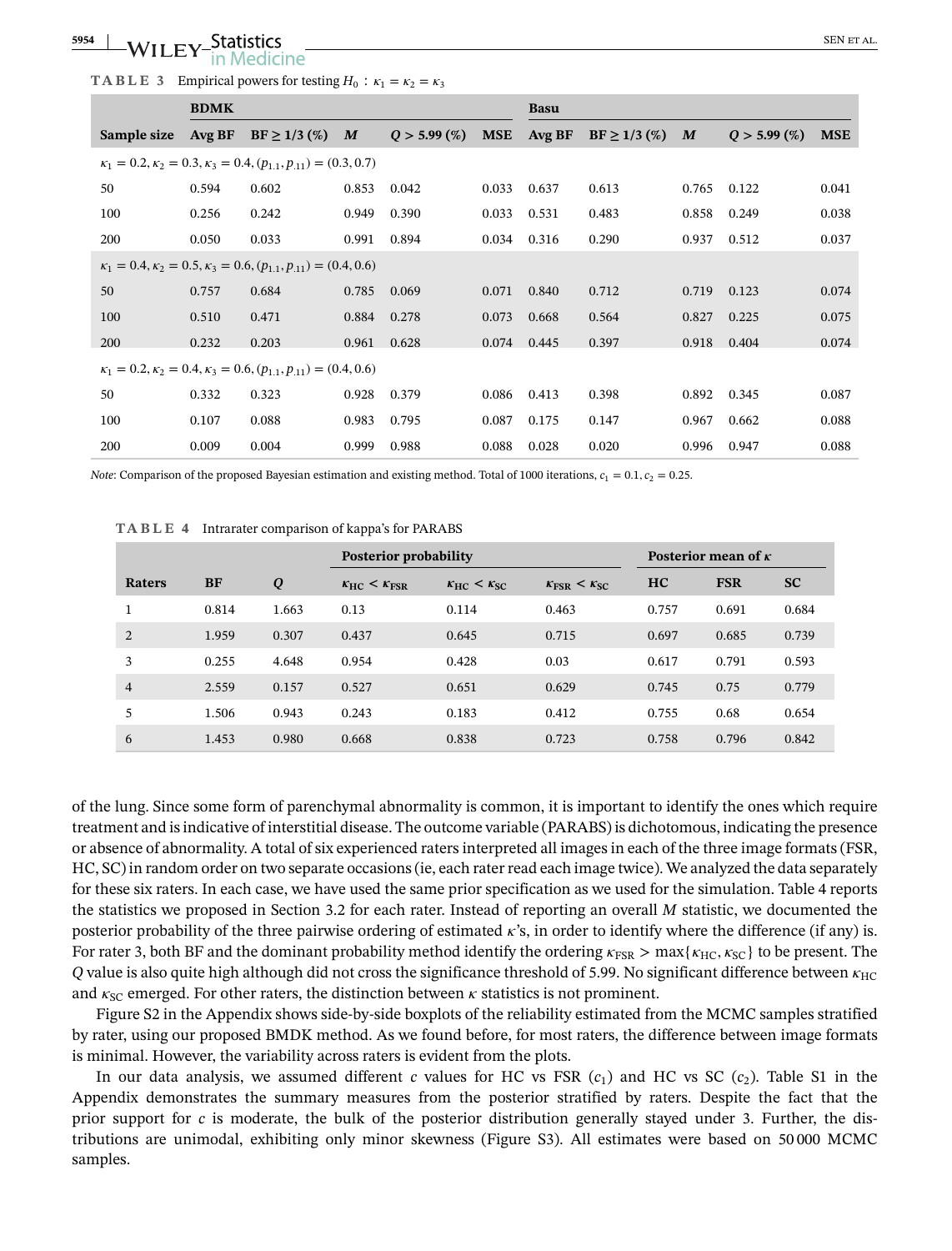**TABLE 3** Empirical powers for testing $H_0 : \kappa_1 = \kappa_2 = \kappa_3$

| | BDMK | | | | | Basu | | | | |
|---|---|---|---|---|---|---|---|---|---|---|
| Sample size | Avg BF | BF ≥ 1/3 (%) | $M$ | $Q$ > 5.99 (%) | MSE | Avg BF | BF ≥ 1/3 (%) | $M$ | $Q$ > 5.99 (%) | MSE |
| $\kappa_1 = 0.2, \kappa_2 = 0.3, \kappa_3 = 0.4, (p_{1.1}, p_{.11}) = (0.3, 0.7)$ | | | | | | | | | | |
| 50 | 0.594 | 0.602 | 0.853 | 0.042 | 0.033 | 0.637 | 0.613 | 0.765 | 0.122 | 0.041 |
| 100 | 0.256 | 0.242 | 0.949 | 0.390 | 0.033 | 0.531 | 0.483 | 0.858 | 0.249 | 0.038 |
| 200 | 0.050 | 0.033 | 0.991 | 0.894 | 0.034 | 0.316 | 0.290 | 0.937 | 0.512 | 0.037 |
| $\kappa_1 = 0.4, \kappa_2 = 0.5, \kappa_3 = 0.6, (p_{1.1}, p_{.11}) = (0.4, 0.6)$ | | | | | | | | | | |
| 50 | 0.757 | 0.684 | 0.785 | 0.069 | 0.071 | 0.840 | 0.712 | 0.719 | 0.123 | 0.074 |
| 100 | 0.510 | 0.471 | 0.884 | 0.278 | 0.073 | 0.668 | 0.564 | 0.827 | 0.225 | 0.075 |
| 200 | 0.232 | 0.203 | 0.961 | 0.628 | 0.074 | 0.445 | 0.397 | 0.918 | 0.404 | 0.074 |
| $\kappa_1 = 0.2, \kappa_2 = 0.4, \kappa_3 = 0.6, (p_{1.1}, p_{.11}) = (0.4, 0.6)$ | | | | | | | | | | |
| 50 | 0.332 | 0.323 | 0.928 | 0.379 | 0.086 | 0.413 | 0.398 | 0.892 | 0.345 | 0.087 |
| 100 | 0.107 | 0.088 | 0.983 | 0.795 | 0.087 | 0.175 | 0.147 | 0.967 | 0.662 | 0.088 |
| 200 | 0.009 | 0.004 | 0.999 | 0.988 | 0.088 | 0.028 | 0.020 | 0.996 | 0.947 | 0.088 |

*Note*: Comparison of the proposed Bayesian estimation and existing method. Total of 1000 iterations, $c_1 = 0.1, c_2 = 0.25$.

**TABLE 4** Intrarater comparison of kappa's for PARABS

| | | | Posterior probability | | | Posterior mean of $\kappa$ | | |
|---|---|---|---|---|---|---|---|---|
| Raters | BF | $Q$ | $\kappa_{HC} < \kappa_{FSR}$ | $\kappa_{HC} < \kappa_{SC}$ | $\kappa_{FSR} < \kappa_{SC}$ | HC | FSR | SC |
| 1 | 0.814 | 1.663 | 0.13 | 0.114 | 0.463 | 0.757 | 0.691 | 0.684 |
| 2 | 1.959 | 0.307 | 0.437 | 0.645 | 0.715 | 0.697 | 0.685 | 0.739 |
| 3 | 0.255 | 4.648 | 0.954 | 0.428 | 0.03 | 0.617 | 0.791 | 0.593 |
| 4 | 2.559 | 0.157 | 0.527 | 0.651 | 0.629 | 0.745 | 0.75 | 0.779 |
| 5 | 1.506 | 0.943 | 0.243 | 0.183 | 0.412 | 0.755 | 0.68 | 0.654 |
| 6 | 1.453 | 0.980 | 0.668 | 0.838 | 0.723 | 0.758 | 0.796 | 0.842 |

of the lung. Since some form of parenchymal abnormality is common, it is important to identify the ones which require treatment and is indicative of interstitial disease. The outcome variable (PARABS) is dichotomous, indicating the presence or absence of abnormality. A total of six experienced raters interpreted all images in each of the three image formats (FSR, HC, SC) in random order on two separate occasions (ie, each rater read each image twice). We analyzed the data separately for these six raters. In each case, we have used the same prior specification as we used for the simulation. Table 4 reports the statistics we proposed in Section 3.2 for each rater. Instead of reporting an overall $M$ statistic, we documented the posterior probability of the three pairwise ordering of estimated $\kappa$'s, in order to identify where the difference (if any) is. For rater 3, both BF and the dominant probability method identify the ordering $\kappa_{FSR} > \max\{\kappa_{HC}, \kappa_{SC}\}$ to be present. The $Q$ value is also quite high although did not cross the significance threshold of 5.99. No significant difference between $\kappa_{HC}$ and $\kappa_{SC}$ emerged. For other raters, the distinction between $\kappa$ statistics is not prominent.

Figure S2 in the Appendix shows side-by-side boxplots of the reliability estimated from the MCMC samples stratified by rater, using our proposed BMDK method. As we found before, for most raters, the difference between image formats is minimal. However, the variability across raters is evident from the plots.

In our data analysis, we assumed different $c$ values for HC vs FSR ($c_1$) and HC vs SC ($c_2$). Table S1 in the Appendix demonstrates the summary measures from the posterior stratified by raters. Despite the fact that the prior support for $c$ is moderate, the bulk of the posterior distribution generally stayed under 3. Further, the distributions are unimodal, exhibiting only minor skewness (Figure S3). All estimates were based on 50 000 MCMC samples.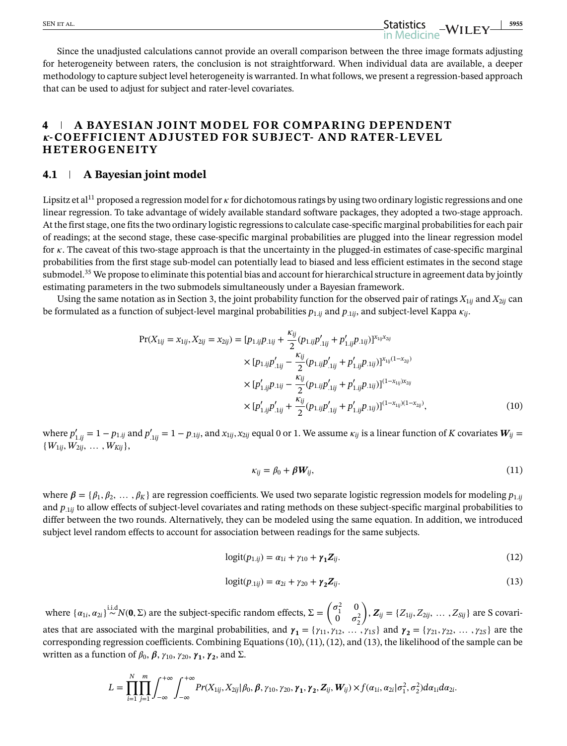Since the unadjusted calculations cannot provide an overall comparison between the three image formats adjusting for heterogeneity between raters, the conclusion is not straightforward. When individual data are available, a deeper methodology to capture subject level heterogeneity is warranted. In what follows, we present a regression-based approach that can be used to adjust for subject and rater-level covariates.

## 4 | A BAYESIAN JOINT MODEL FOR COMPARING DEPENDENT $\kappa$-COEFFICIENT ADJUSTED FOR SUBJECT- AND RATER-LEVEL HETEROGENEITY

### 4.1 | A Bayesian joint model

Lipsitz et al[11] proposed a regression model for $\kappa$ for dichotomous ratings by using two ordinary logistic regressions and one linear regression. To take advantage of widely available standard software packages, they adopted a two-stage approach. At the first stage, one fits the two ordinary logistic regressions to calculate case-specific marginal probabilities for each pair of readings; at the second stage, these case-specific marginal probabilities are plugged into the linear regression model for $\kappa$. The caveat of this two-stage approach is that the uncertainty in the plugged-in estimates of case-specific marginal probabilities from the first stage sub-model can potentially lead to biased and less efficient estimates in the second stage submodel.[35] We propose to eliminate this potential bias and account for hierarchical structure in agreement data by jointly estimating parameters in the two submodels simultaneously under a Bayesian framework.

Using the same notation as in Section 3, the joint probability function for the observed pair of ratings $X_{1ij}$ and $X_{2ij}$ can be formulated as a function of subject-level marginal probabilities $p_{1.ij}$ and $p_{.1ij}$, and subject-level Kappa $\kappa_{ij}$.

$$
\begin{aligned}
\Pr(X_{1ij} = x_{1ij}, X_{2ij} = x_{2ij}) = {} & [p_{1.ij}p_{.1ij} + \frac{\kappa_{ij}}{2}(p_{1.ij}p'_{.1ij} + p'_{1.ij}p_{.1ij})]^{x_{1ij}x_{2ij}} \\
& \times [p_{1.ij}p'_{.1ij} - \frac{\kappa_{ij}}{2}(p_{1.ij}p'_{.1ij} + p'_{1.ij}p_{.1ij})]^{x_{1ij}(1-x_{2ij})} \\
& \times [p'_{1.ij}p_{.1ij} - \frac{\kappa_{ij}}{2}(p_{1.ij}p'_{.1ij} + p'_{1.ij}p_{.1ij})]^{(1-x_{1ij})x_{2ij}} \\
& \times [p'_{1.ij}p'_{.1ij} + \frac{\kappa_{ij}}{2}(p_{1.ij}p'_{.1ij} + p'_{1.ij}p_{.1ij})]^{(1-x_{1ij})(1-x_{2ij})},
\end{aligned} \tag{10}
$$

where $p'_{1.ij} = 1 - p_{1.ij}$ and $p'_{.1ij} = 1 - p_{.1ij}$, and $x_{1ij}, x_{2ij}$ equal 0 or 1. We assume $\kappa_{ij}$ is a linear function of $K$ covariates $\boldsymbol{W}_{ij} = \{W_{1ij}, W_{2ij}, \dots, W_{Kij}\}$,

$$
\kappa_{ij} = \beta_0 + \boldsymbol{\beta}\boldsymbol{W}_{ij}, \tag{11}
$$

where $\boldsymbol{\beta} = \{\beta_1, \beta_2, \dots, \beta_K\}$ are regression coefficients. We used two separate logistic regression models for modeling $p_{1.ij}$ and $p_{.1ij}$ to allow effects of subject-level covariates and rating methods on these subject-specific marginal probabilities to differ between the two rounds. Alternatively, they can be modeled using the same equation. In addition, we introduced subject level random effects to account for association between readings for the same subjects.

$$
\text{logit}(p_{1.ij}) = \alpha_{1i} + \gamma_{10} + \boldsymbol{\gamma_1}\boldsymbol{Z}_{ij}. \tag{12}
$$

$$
\text{logit}(p_{.1ij}) = \alpha_{2i} + \gamma_{20} + \boldsymbol{\gamma_2}\boldsymbol{Z}_{ij}. \tag{13}
$$

where $\{\alpha_{1i}, \alpha_{2i}\} \overset{\text{i.i.d}}{\sim} N(\boldsymbol{0}, \Sigma)$ are the subject-specific random effects, $\Sigma = \begin{pmatrix} \sigma_1^2 & 0 \\ 0 & \sigma_2^2 \end{pmatrix}$, $\boldsymbol{Z}_{ij} = \{Z_{1ij}, Z_{2ij}, \dots, Z_{Sij}\}$ are S covariates that are associated with the marginal probabilities, and $\boldsymbol{\gamma_1} = \{\gamma_{11}, \gamma_{12}, \dots, \gamma_{1S}\}$ and $\boldsymbol{\gamma_2} = \{\gamma_{21}, \gamma_{22}, \dots, \gamma_{2S}\}$ are the corresponding regression coefficients. Combining Equations (10), (11), (12), and (13), the likelihood of the sample can be written as a function of $\beta_0$, $\boldsymbol{\beta}$, $\gamma_{10}$, $\gamma_{20}$, $\boldsymbol{\gamma_1}$, $\boldsymbol{\gamma_2}$, and $\Sigma$.

$$
L = \prod_{i=1}^{N}\prod_{j=1}^{m}\int_{-\infty}^{+\infty}\int_{-\infty}^{+\infty} Pr(X_{1ij}, X_{2ij} | \beta_0, \boldsymbol{\beta}, \gamma_{10}, \gamma_{20}, \boldsymbol{\gamma_1}, \boldsymbol{\gamma_2}, \boldsymbol{Z}_{ij}, \boldsymbol{W}_{ij}) \times f(\alpha_{1i}, \alpha_{2i} | \sigma_1^2, \sigma_2^2) d\alpha_{1i} d\alpha_{2i}.
$$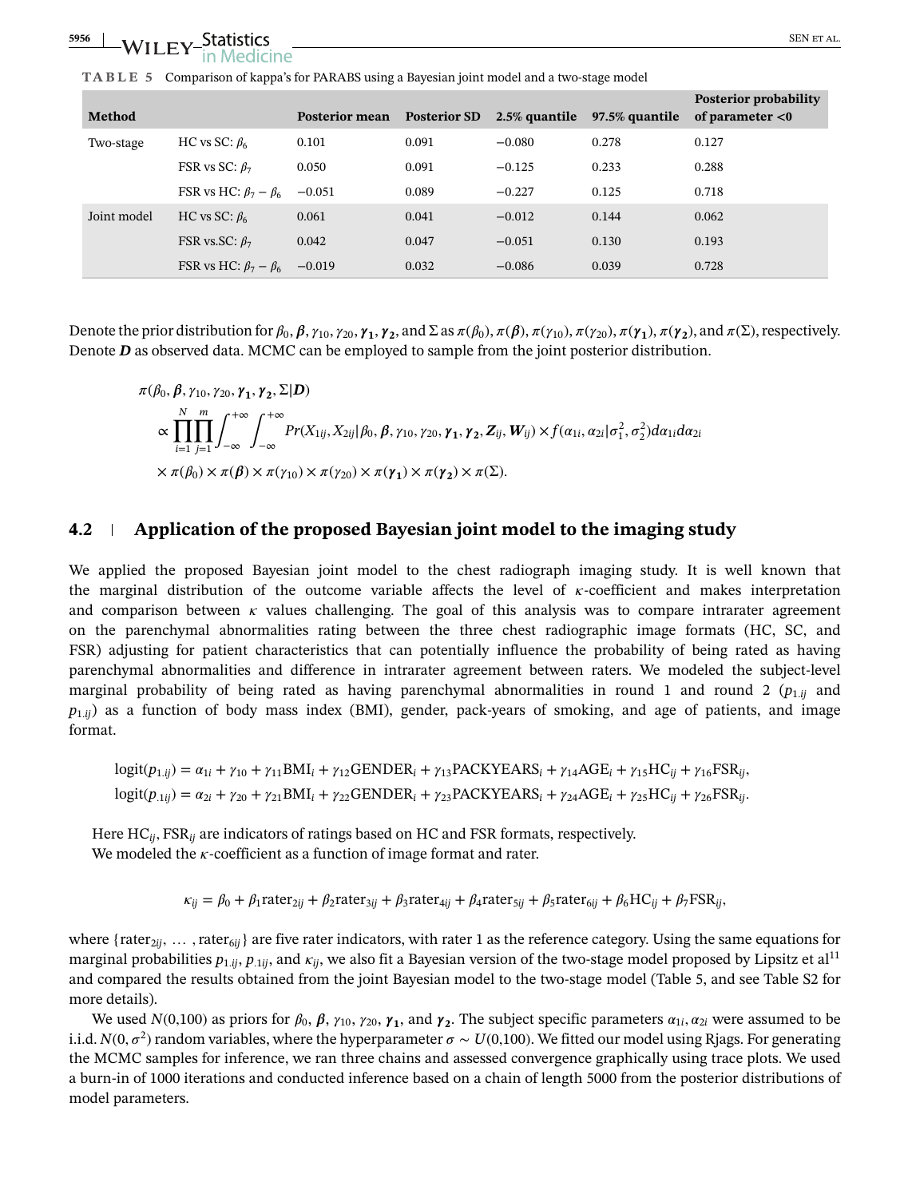**TABLE 5** Comparison of kappa's for PARABS using a Bayesian joint model and a two-stage model

| Method | | Posterior mean | Posterior SD | 2.5% quantile | 97.5% quantile | Posterior probability of parameter <0 |
|---|---|---|---|---|---|---|
| Two-stage | HC vs SC: $\beta_6$ | 0.101 | 0.091 | −0.080 | 0.278 | 0.127 |
| | FSR vs SC: $\beta_7$ | 0.050 | 0.091 | −0.125 | 0.233 | 0.288 |
| | FSR vs HC: $\beta_7 - \beta_6$ | −0.051 | 0.089 | −0.227 | 0.125 | 0.718 |
| Joint model | HC vs SC: $\beta_6$ | 0.061 | 0.041 | −0.012 | 0.144 | 0.062 |
| | FSR vs.SC: $\beta_7$ | 0.042 | 0.047 | −0.051 | 0.130 | 0.193 |
| | FSR vs HC: $\beta_7 - \beta_6$ | −0.019 | 0.032 | −0.086 | 0.039 | 0.728 |

Denote the prior distribution for $\beta_0, \boldsymbol{\beta}, \gamma_{10}, \gamma_{20}, \boldsymbol{\gamma_1}, \boldsymbol{\gamma_2}$, and $\Sigma$ as $\pi(\beta_0), \pi(\boldsymbol{\beta}), \pi(\gamma_{10}), \pi(\gamma_{20}), \pi(\boldsymbol{\gamma_1}), \pi(\boldsymbol{\gamma_2})$, and $\pi(\Sigma)$, respectively. Denote $\boldsymbol{D}$ as observed data. MCMC can be employed to sample from the joint posterior distribution.

$$
\begin{aligned}
&\pi(\beta_0, \boldsymbol{\beta}, \gamma_{10}, \gamma_{20}, \boldsymbol{\gamma_1}, \boldsymbol{\gamma_2}, \Sigma|\boldsymbol{D}) \\
&\propto \prod_{i=1}^{N}\prod_{j=1}^{m}\int_{-\infty}^{+\infty}\int_{-\infty}^{+\infty} Pr(X_{1ij}, X_{2ij}|\beta_0, \boldsymbol{\beta}, \gamma_{10}, \gamma_{20}, \boldsymbol{\gamma_1}, \boldsymbol{\gamma_2}, \boldsymbol{Z}_{ij}, \boldsymbol{W}_{ij}) \times f(\alpha_{1i}, \alpha_{2i}|\sigma_1^2, \sigma_2^2) d\alpha_{1i} d\alpha_{2i} \\
&\times \pi(\beta_0) \times \pi(\boldsymbol{\beta}) \times \pi(\gamma_{10}) \times \pi(\gamma_{20}) \times \pi(\boldsymbol{\gamma_1}) \times \pi(\boldsymbol{\gamma_2}) \times \pi(\Sigma).
\end{aligned}
$$

## 4.2 | Application of the proposed Bayesian joint model to the imaging study

We applied the proposed Bayesian joint model to the chest radiograph imaging study. It is well known that the marginal distribution of the outcome variable affects the level of $\kappa$-coefficient and makes interpretation and comparison between $\kappa$ values challenging. The goal of this analysis was to compare intrarater agreement on the parenchymal abnormalities rating between the three chest radiographic image formats (HC, SC, and FSR) adjusting for patient characteristics that can potentially influence the probability of being rated as having parenchymal abnormalities and difference in intrarater agreement between raters. We modeled the subject-level marginal probability of being rated as having parenchymal abnormalities in round 1 and round 2 ($p_{1.ij}$ and $p_{1.ij}$) as a function of body mass index (BMI), gender, pack-years of smoking, and age of patients, and image format.

$$
\begin{aligned}
\text{logit}(p_{1.ij}) &= \alpha_{1i} + \gamma_{10} + \gamma_{11}\text{BMI}_i + \gamma_{12}\text{GENDER}_i + \gamma_{13}\text{PACKYEARS}_i + \gamma_{14}\text{AGE}_i + \gamma_{15}\text{HC}_{ij} + \gamma_{16}\text{FSR}_{ij}, \\
\text{logit}(p_{.1ij}) &= \alpha_{2i} + \gamma_{20} + \gamma_{21}\text{BMI}_i + \gamma_{22}\text{GENDER}_i + \gamma_{23}\text{PACKYEARS}_i + \gamma_{24}\text{AGE}_i + \gamma_{25}\text{HC}_{ij} + \gamma_{26}\text{FSR}_{ij}.
\end{aligned}
$$

Here $\text{HC}_{ij}, \text{FSR}_{ij}$ are indicators of ratings based on HC and FSR formats, respectively.

We modeled the $\kappa$-coefficient as a function of image format and rater.

$$
\kappa_{ij} = \beta_0 + \beta_1\text{rater}_{2ij} + \beta_2\text{rater}_{3ij} + \beta_3\text{rater}_{4ij} + \beta_4\text{rater}_{5ij} + \beta_5\text{rater}_{6ij} + \beta_6\text{HC}_{ij} + \beta_7\text{FSR}_{ij},
$$

where $\{\text{rater}_{2ij}, \ldots, \text{rater}_{6ij}\}$ are five rater indicators, with rater 1 as the reference category. Using the same equations for marginal probabilities $p_{1.ij}, p_{.1ij}$, and $\kappa_{ij}$, we also fit a Bayesian version of the two-stage model proposed by Lipsitz et al[11] and compared the results obtained from the joint Bayesian model to the two-stage model (Table 5, and see Table S2 for more details).

We used $N(0,100)$ as priors for $\beta_0$, $\boldsymbol{\beta}$, $\gamma_{10}$, $\gamma_{20}$, $\boldsymbol{\gamma_1}$, and $\boldsymbol{\gamma_2}$. The subject specific parameters $\alpha_{1i}, \alpha_{2i}$ were assumed to be i.i.d. $N(0, \sigma^2)$ random variables, where the hyperparameter $\sigma \sim U(0,100)$. We fitted our model using Rjags. For generating the MCMC samples for inference, we ran three chains and assessed convergence graphically using trace plots. We used a burn-in of 1000 iterations and conducted inference based on a chain of length 5000 from the posterior distributions of model parameters.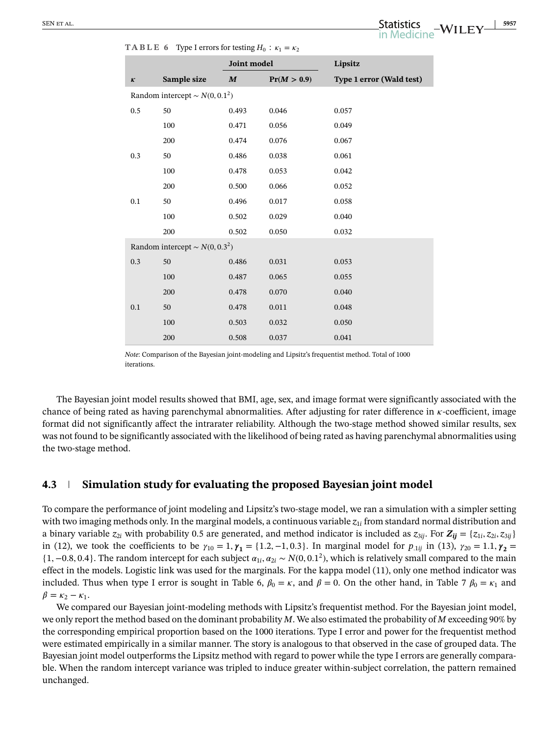**TABLE 6** Type I errors for testing $H_0 : \kappa_1 = \kappa_2$

| | | Joint model | | Lipsitz |
|---|---|---|---|---|
| $\kappa$ | Sample size | $M$ | Pr($M$ > 0.9) | Type 1 error (Wald test) |
| Random intercept $\sim N(0, 0.1^2)$ | | | | |
| 0.5 | 50 | 0.493 | 0.046 | 0.057 |
| | 100 | 0.471 | 0.056 | 0.049 |
| | 200 | 0.474 | 0.076 | 0.067 |
| 0.3 | 50 | 0.486 | 0.038 | 0.061 |
| | 100 | 0.478 | 0.053 | 0.042 |
| | 200 | 0.500 | 0.066 | 0.052 |
| 0.1 | 50 | 0.496 | 0.017 | 0.058 |
| | 100 | 0.502 | 0.029 | 0.040 |
| | 200 | 0.502 | 0.050 | 0.032 |
| Random intercept $\sim N(0, 0.3^2)$ | | | | |
| 0.3 | 50 | 0.486 | 0.031 | 0.053 |
| | 100 | 0.487 | 0.065 | 0.055 |
| | 200 | 0.478 | 0.070 | 0.040 |
| 0.1 | 50 | 0.478 | 0.011 | 0.048 |
| | 100 | 0.503 | 0.032 | 0.050 |
| | 200 | 0.508 | 0.037 | 0.041 |

*Note*: Comparison of the Bayesian joint-modeling and Lipsitz's frequentist method. Total of 1000 iterations.

The Bayesian joint model results showed that BMI, age, sex, and image format were significantly associated with the chance of being rated as having parenchymal abnormalities. After adjusting for rater difference in $\kappa$-coefficient, image format did not significantly affect the intrarater reliability. Although the two-stage method showed similar results, sex was not found to be significantly associated with the likelihood of being rated as having parenchymal abnormalities using the two-stage method.

### 4.3 Simulation study for evaluating the proposed Bayesian joint model

To compare the performance of joint modeling and Lipsitz's two-stage model, we ran a simulation with a simpler setting with two imaging methods only. In the marginal models, a continuous variable $z_{1i}$ from standard normal distribution and a binary variable $z_{2i}$ with probability 0.5 are generated, and method indicator is included as $z_{3ij}$. For $\boldsymbol{Z_{ij}} = \{z_{1i}, z_{2i}, z_{3ij}\}$ in (12), we took the coefficients to be $\gamma_{10} = 1, \boldsymbol{\gamma_1} = \{1.2, -1, 0.3\}$. In marginal model for $p_{.1ij}$ in (13), $\gamma_{20} = 1.1, \boldsymbol{\gamma_2} = \{1, -0.8, 0.4\}$. The random intercept for each subject $\alpha_{1i}, \alpha_{2i} \sim N(0, 0.1^2)$, which is relatively small compared to the main effect in the models. Logistic link was used for the marginals. For the kappa model (11), only one method indicator was included. Thus when type I error is sought in Table 6, $\beta_0 = \kappa$, and $\beta = 0$. On the other hand, in Table 7 $\beta_0 = \kappa_1$ and $\beta = \kappa_2 - \kappa_1$.

We compared our Bayesian joint-modeling methods with Lipsitz's frequentist method. For the Bayesian joint model, we only report the method based on the dominant probability $M$. We also estimated the probability of $M$ exceeding 90% by the corresponding empirical proportion based on the 1000 iterations. Type I error and power for the frequentist method were estimated empirically in a similar manner. The story is analogous to that observed in the case of grouped data. The Bayesian joint model outperforms the Lipsitz method with regard to power while the type I errors are generally comparable. When the random intercept variance was tripled to induce greater within-subject correlation, the pattern remained unchanged.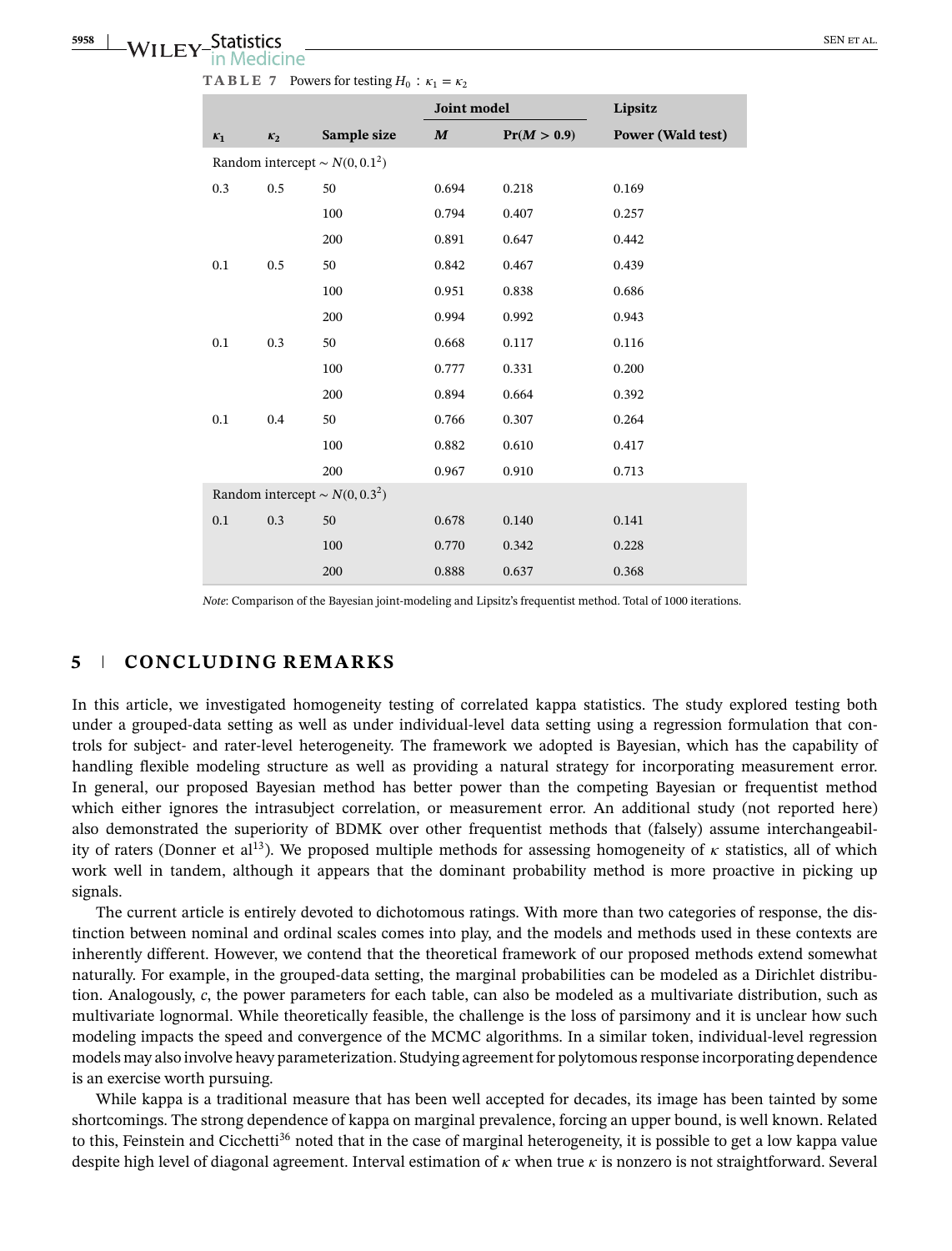**TABLE 7** Powers for testing $H_0 : \kappa_1 = \kappa_2$

| | | | Joint model | | Lipsitz |
|---|---|---|---|---|---|
| $\kappa_1$ | $\kappa_2$ | Sample size | $M$ | $\Pr(M > 0.9)$ | Power (Wald test) |
| Random intercept $\sim N(0, 0.1^2)$ | | | | | |
| 0.3 | 0.5 | 50 | 0.694 | 0.218 | 0.169 |
| | | 100 | 0.794 | 0.407 | 0.257 |
| | | 200 | 0.891 | 0.647 | 0.442 |
| 0.1 | 0.5 | 50 | 0.842 | 0.467 | 0.439 |
| | | 100 | 0.951 | 0.838 | 0.686 |
| | | 200 | 0.994 | 0.992 | 0.943 |
| 0.1 | 0.3 | 50 | 0.668 | 0.117 | 0.116 |
| | | 100 | 0.777 | 0.331 | 0.200 |
| | | 200 | 0.894 | 0.664 | 0.392 |
| 0.1 | 0.4 | 50 | 0.766 | 0.307 | 0.264 |
| | | 100 | 0.882 | 0.610 | 0.417 |
| | | 200 | 0.967 | 0.910 | 0.713 |
| Random intercept $\sim N(0, 0.3^2)$ | | | | | |
| 0.1 | 0.3 | 50 | 0.678 | 0.140 | 0.141 |
| | | 100 | 0.770 | 0.342 | 0.228 |
| | | 200 | 0.888 | 0.637 | 0.368 |

*Note*: Comparison of the Bayesian joint-modeling and Lipsitz's frequentist method. Total of 1000 iterations.

## 5 | CONCLUDING REMARKS

In this article, we investigated homogeneity testing of correlated kappa statistics. The study explored testing both under a grouped-data setting as well as under individual-level data setting using a regression formulation that controls for subject- and rater-level heterogeneity. The framework we adopted is Bayesian, which has the capability of handling flexible modeling structure as well as providing a natural strategy for incorporating measurement error. In general, our proposed Bayesian method has better power than the competing Bayesian or frequentist method which either ignores the intrasubject correlation, or measurement error. An additional study (not reported here) also demonstrated the superiority of BDMK over other frequentist methods that (falsely) assume interchangeability of raters (Donner et al[13]). We proposed multiple methods for assessing homogeneity of $\kappa$ statistics, all of which work well in tandem, although it appears that the dominant probability method is more proactive in picking up signals.

The current article is entirely devoted to dichotomous ratings. With more than two categories of response, the distinction between nominal and ordinal scales comes into play, and the models and methods used in these contexts are inherently different. However, we contend that the theoretical framework of our proposed methods extend somewhat naturally. For example, in the grouped-data setting, the marginal probabilities can be modeled as a Dirichlet distribution. Analogously, $c$, the power parameters for each table, can also be modeled as a multivariate distribution, such as multivariate lognormal. While theoretically feasible, the challenge is the loss of parsimony and it is unclear how such modeling impacts the speed and convergence of the MCMC algorithms. In a similar token, individual-level regression models may also involve heavy parameterization. Studying agreement for polytomous response incorporating dependence is an exercise worth pursuing.

While kappa is a traditional measure that has been well accepted for decades, its image has been tainted by some shortcomings. The strong dependence of kappa on marginal prevalence, forcing an upper bound, is well known. Related to this, Feinstein and Cicchetti[36] noted that in the case of marginal heterogeneity, it is possible to get a low kappa value despite high level of diagonal agreement. Interval estimation of $\kappa$ when true $\kappa$ is nonzero is not straightforward. Several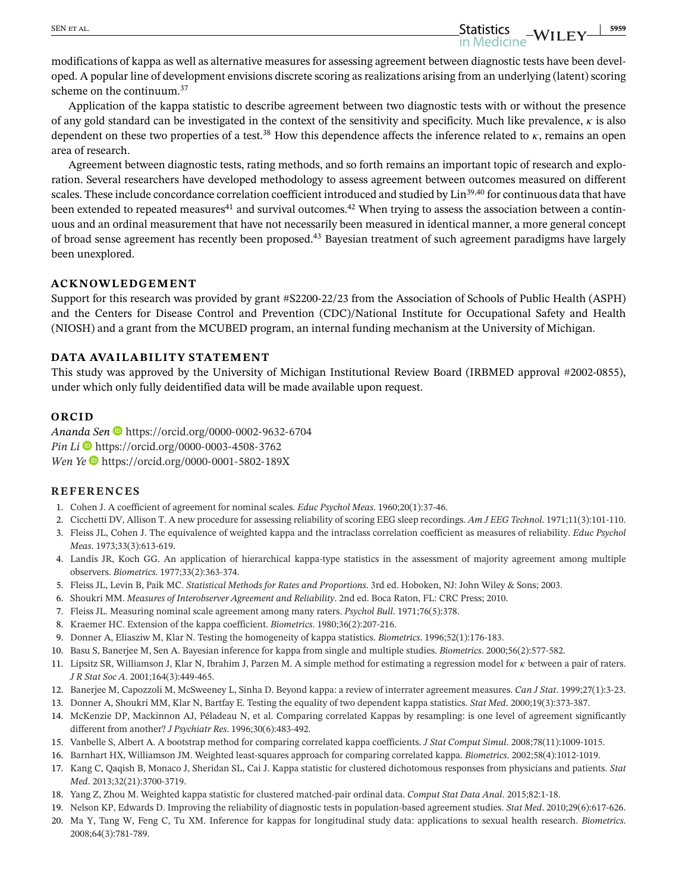modifications of kappa as well as alternative measures for assessing agreement between diagnostic tests have been developed. A popular line of development envisions discrete scoring as realizations arising from an underlying (latent) scoring scheme on the continuum.[37]

Application of the kappa statistic to describe agreement between two diagnostic tests with or without the presence of any gold standard can be investigated in the context of the sensitivity and specificity. Much like prevalence, $\kappa$ is also dependent on these two properties of a test.[38] How this dependence affects the inference related to $\kappa$, remains an open area of research.

Agreement between diagnostic tests, rating methods, and so forth remains an important topic of research and exploration. Several researchers have developed methodology to assess agreement between outcomes measured on different scales. These include concordance correlation coefficient introduced and studied by Lin[39,40] for continuous data that have been extended to repeated measures[41] and survival outcomes.[42] When trying to assess the association between a continuous and an ordinal measurement that have not necessarily been measured in identical manner, a more general concept of broad sense agreement has recently been proposed.[43] Bayesian treatment of such agreement paradigms have largely been unexplored.

## ACKNOWLEDGEMENT

Support for this research was provided by grant #S2200-22/23 from the Association of Schools of Public Health (ASPH) and the Centers for Disease Control and Prevention (CDC)/National Institute for Occupational Safety and Health (NIOSH) and a grant from the MCUBED program, an internal funding mechanism at the University of Michigan.

## DATA AVAILABILITY STATEMENT

This study was approved by the University of Michigan Institutional Review Board (IRBMED approval #2002-0855), under which only fully deidentified data will be made available upon request.

## ORCID

*Ananda Sen* https://orcid.org/0000-0002-9632-6704
*Pin Li* https://orcid.org/0000-0003-4508-3762
*Wen Ye* https://orcid.org/0000-0001-5802-189X

## REFERENCES

1. Cohen J. A coefficient of agreement for nominal scales. *Educ Psychol Meas*. 1960;20(1):37-46.
2. Cicchetti DV, Allison T. A new procedure for assessing reliability of scoring EEG sleep recordings. *Am J EEG Technol*. 1971;11(3):101-110.
3. Fleiss JL, Cohen J. The equivalence of weighted kappa and the intraclass correlation coefficient as measures of reliability. *Educ Psychol Meas*. 1973;33(3):613-619.
4. Landis JR, Koch GG. An application of hierarchical kappa-type statistics in the assessment of majority agreement among multiple observers. *Biometrics*. 1977;33(2):363-374.
5. Fleiss JL, Levin B, Paik MC. *Statistical Methods for Rates and Proportions*. 3rd ed. Hoboken, NJ: John Wiley & Sons; 2003.
6. Shoukri MM. *Measures of Interobserver Agreement and Reliability*. 2nd ed. Boca Raton, FL: CRC Press; 2010.
7. Fleiss JL. Measuring nominal scale agreement among many raters. *Psychol Bull*. 1971;76(5):378.
8. Kraemer HC. Extension of the kappa coefficient. *Biometrics*. 1980;36(2):207-216.
9. Donner A, Eliasziw M, Klar N. Testing the homogeneity of kappa statistics. *Biometrics*. 1996;52(1):176-183.
10. Basu S, Banerjee M, Sen A. Bayesian inference for kappa from single and multiple studies. *Biometrics*. 2000;56(2):577-582.
11. Lipsitz SR, Williamson J, Klar N, Ibrahim J, Parzen M. A simple method for estimating a regression model for $\kappa$ between a pair of raters. *J R Stat Soc A*. 2001;164(3):449-465.
12. Banerjee M, Capozzoli M, McSweeney L, Sinha D. Beyond kappa: a review of interrater agreement measures. *Can J Stat*. 1999;27(1):3-23.
13. Donner A, Shoukri MM, Klar N, Bartfay E. Testing the equality of two dependent kappa statistics. *Stat Med*. 2000;19(3):373-387.
14. McKenzie DP, Mackinnon AJ, Péladeau N, et al. Comparing correlated Kappas by resampling: is one level of agreement significantly different from another? *J Psychiatr Res*. 1996;30(6):483-492.
15. Vanbelle S, Albert A. A bootstrap method for comparing correlated kappa coefficients. *J Stat Comput Simul*. 2008;78(11):1009-1015.
16. Barnhart HX, Williamson JM. Weighted least-squares approach for comparing correlated kappa. *Biometrics*. 2002;58(4):1012-1019.
17. Kang C, Qaqish B, Monaco J, Sheridan SL, Cai J. Kappa statistic for clustered dichotomous responses from physicians and patients. *Stat Med*. 2013;32(21):3700-3719.
18. Yang Z, Zhou M. Weighted kappa statistic for clustered matched-pair ordinal data. *Comput Stat Data Anal*. 2015;82:1-18.
19. Nelson KP, Edwards D. Improving the reliability of diagnostic tests in population-based agreement studies. *Stat Med*. 2010;29(6):617-626.
20. Ma Y, Tang W, Feng C, Tu XM. Inference for kappas for longitudinal study data: applications to sexual health research. *Biometrics*. 2008;64(3):781-789.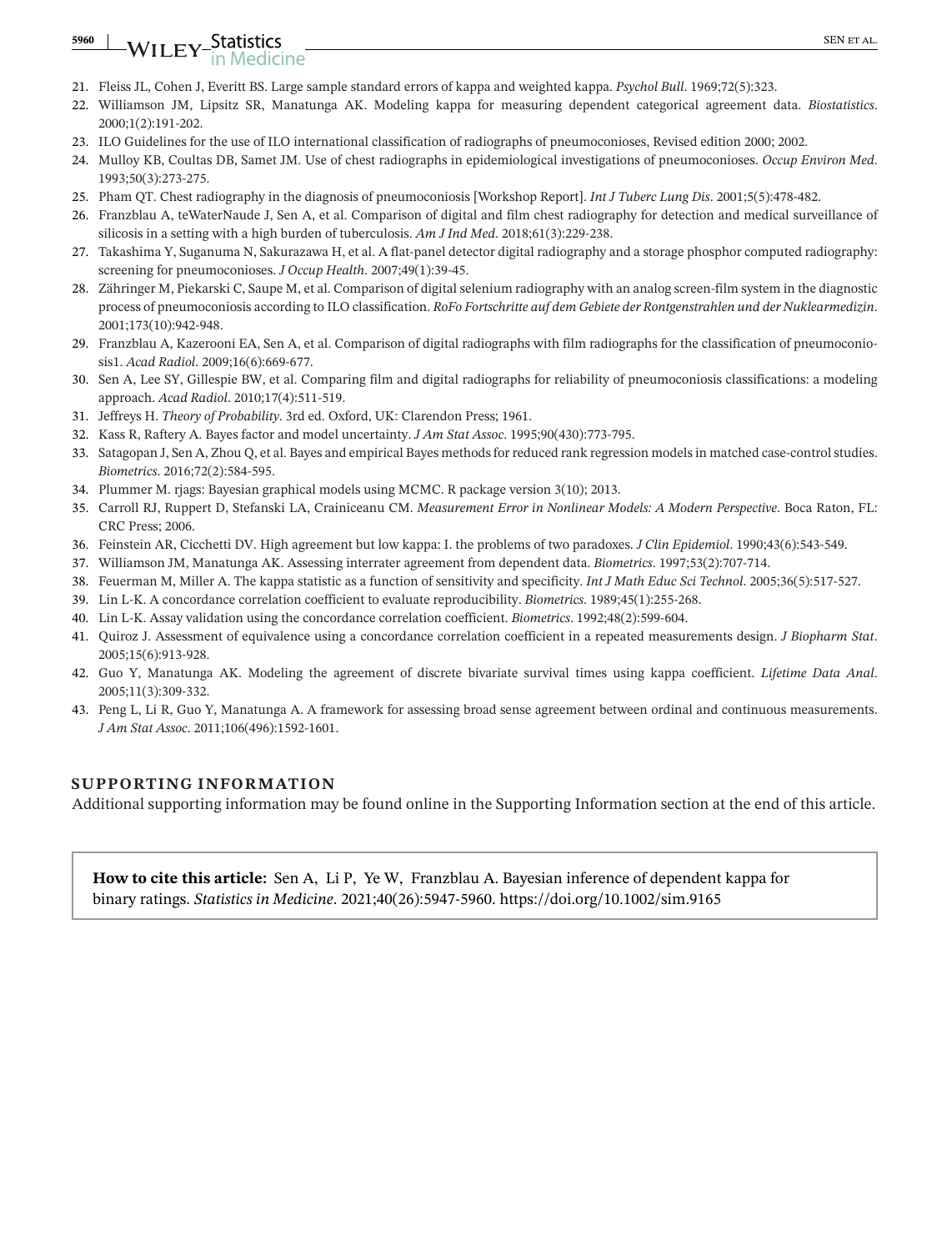21. Fleiss JL, Cohen J, Everitt BS. Large sample standard errors of kappa and weighted kappa. *Psychol Bull*. 1969;72(5):323.
22. Williamson JM, Lipsitz SR, Manatunga AK. Modeling kappa for measuring dependent categorical agreement data. *Biostatistics*. 2000;1(2):191-202.
23. ILO Guidelines for the use of ILO international classification of radiographs of pneumoconioses, Revised edition 2000; 2002.
24. Mulloy KB, Coultas DB, Samet JM. Use of chest radiographs in epidemiological investigations of pneumoconioses. *Occup Environ Med*. 1993;50(3):273-275.
25. Pham QT. Chest radiography in the diagnosis of pneumoconiosis [Workshop Report]. *Int J Tuberc Lung Dis*. 2001;5(5):478-482.
26. Franzblau A, teWaterNaude J, Sen A, et al. Comparison of digital and film chest radiography for detection and medical surveillance of silicosis in a setting with a high burden of tuberculosis. *Am J Ind Med*. 2018;61(3):229-238.
27. Takashima Y, Suganuma N, Sakurazawa H, et al. A flat-panel detector digital radiography and a storage phosphor computed radiography: screening for pneumoconioses. *J Occup Health*. 2007;49(1):39-45.
28. Zähringer M, Piekarski C, Saupe M, et al. Comparison of digital selenium radiography with an analog screen-film system in the diagnostic process of pneumoconiosis according to ILO classification. *RoFo Fortschritte auf dem Gebiete der Rontgenstrahlen und der Nuklearmedizin*. 2001;173(10):942-948.
29. Franzblau A, Kazerooni EA, Sen A, et al. Comparison of digital radiographs with film radiographs for the classification of pneumoconiosis1. *Acad Radiol*. 2009;16(6):669-677.
30. Sen A, Lee SY, Gillespie BW, et al. Comparing film and digital radiographs for reliability of pneumoconiosis classifications: a modeling approach. *Acad Radiol*. 2010;17(4):511-519.
31. Jeffreys H. *Theory of Probability*. 3rd ed. Oxford, UK: Clarendon Press; 1961.
32. Kass R, Raftery A. Bayes factor and model uncertainty. *J Am Stat Assoc*. 1995;90(430):773-795.
33. Satagopan J, Sen A, Zhou Q, et al. Bayes and empirical Bayes methods for reduced rank regression models in matched case-control studies. *Biometrics*. 2016;72(2):584-595.
34. Plummer M. rjags: Bayesian graphical models using MCMC. R package version 3(10); 2013.
35. Carroll RJ, Ruppert D, Stefanski LA, Crainiceanu CM. *Measurement Error in Nonlinear Models: A Modern Perspective*. Boca Raton, FL: CRC Press; 2006.
36. Feinstein AR, Cicchetti DV. High agreement but low kappa: I. the problems of two paradoxes. *J Clin Epidemiol*. 1990;43(6):543-549.
37. Williamson JM, Manatunga AK. Assessing interrater agreement from dependent data. *Biometrics*. 1997;53(2):707-714.
38. Feuerman M, Miller A. The kappa statistic as a function of sensitivity and specificity. *Int J Math Educ Sci Technol*. 2005;36(5):517-527.
39. Lin L-K. A concordance correlation coefficient to evaluate reproducibility. *Biometrics*. 1989;45(1):255-268.
40. Lin L-K. Assay validation using the concordance correlation coefficient. *Biometrics*. 1992;48(2):599-604.
41. Quiroz J. Assessment of equivalence using a concordance correlation coefficient in a repeated measurements design. *J Biopharm Stat*. 2005;15(6):913-928.
42. Guo Y, Manatunga AK. Modeling the agreement of discrete bivariate survival times using kappa coefficient. *Lifetime Data Anal*. 2005;11(3):309-332.
43. Peng L, Li R, Guo Y, Manatunga A. A framework for assessing broad sense agreement between ordinal and continuous measurements. *J Am Stat Assoc*. 2011;106(496):1592-1601.

## SUPPORTING INFORMATION

Additional supporting information may be found online in the Supporting Information section at the end of this article.

**How to cite this article:** Sen A, Li P, Ye W, Franzblau A. Bayesian inference of dependent kappa for binary ratings. *Statistics in Medicine*. 2021;40(26):5947-5960. https://doi.org/10.1002/sim.9165